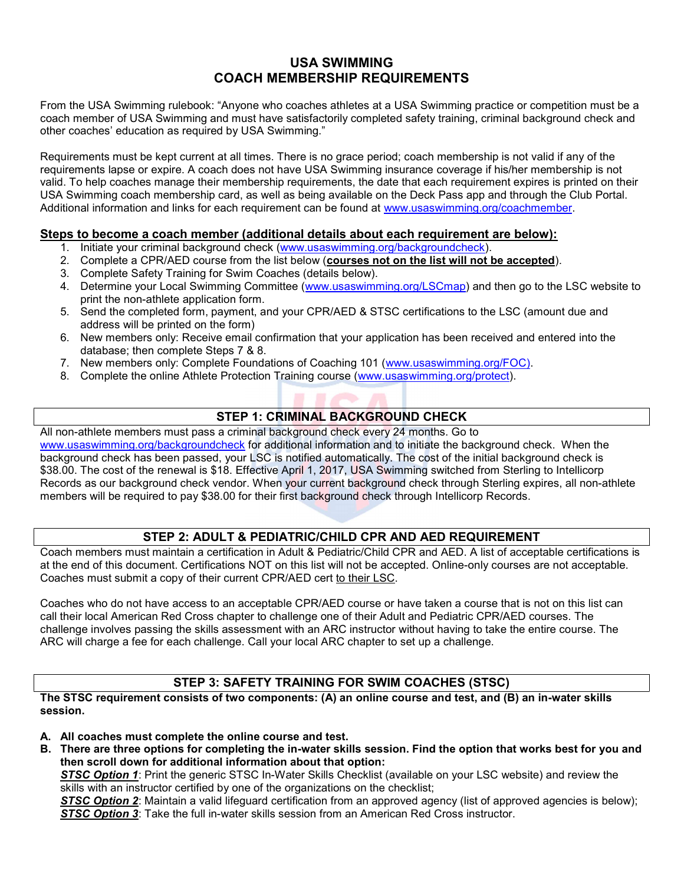# USA SWIMMING
# COACH MEMBERSHIP REQUIREMENTS

From the USA Swimming rulebook: "Anyone who coaches athletes at a USA Swimming practice or competition must be a coach member of USA Swimming and must have satisfactorily completed safety training, criminal background check and other coaches' education as required by USA Swimming."

Requirements must be kept current at all times. There is no grace period; coach membership is not valid if any of the requirements lapse or expire. A coach does not have USA Swimming insurance coverage if his/her membership is not valid. To help coaches manage their membership requirements, the date that each requirement expires is printed on their USA Swimming coach membership card, as well as being available on the Deck Pass app and through the Club Portal. Additional information and links for each requirement can be found at www.usaswimming.org/coachmember.

## Steps to become a coach member (additional details about each requirement are below):

1. Initiate your criminal background check (www.usaswimming.org/backgroundcheck).
2. Complete a CPR/AED course from the list below (**courses not on the list will not be accepted**).
3. Complete Safety Training for Swim Coaches (details below).
4. Determine your Local Swimming Committee (www.usaswimming.org/LSCmap) and then go to the LSC website to print the non-athlete application form.
5. Send the completed form, payment, and your CPR/AED & STSC certifications to the LSC (amount due and address will be printed on the form)
6. New members only: Receive email confirmation that your application has been received and entered into the database; then complete Steps 7 & 8.
7. New members only: Complete Foundations of Coaching 101 (www.usaswimming.org/FOC).
8. Complete the online Athlete Protection Training course (www.usaswimming.org/protect).

## STEP 1: CRIMINAL BACKGROUND CHECK

All non-athlete members must pass a criminal background check every 24 months. Go to www.usaswimming.org/backgroundcheck for additional information and to initiate the background check. When the background check has been passed, your LSC is notified automatically. The cost of the initial background check is $38.00. The cost of the renewal is $18. Effective April 1, 2017, USA Swimming switched from Sterling to Intellicorp Records as our background check vendor. When your current background check through Sterling expires, all non-athlete members will be required to pay $38.00 for their first background check through Intellicorp Records.

## STEP 2: ADULT & PEDIATRIC/CHILD CPR AND AED REQUIREMENT

Coach members must maintain a certification in Adult & Pediatric/Child CPR and AED. A list of acceptable certifications is at the end of this document. Certifications NOT on this list will not be accepted. Online-only courses are not acceptable. Coaches must submit a copy of their current CPR/AED cert to their LSC.

Coaches who do not have access to an acceptable CPR/AED course or have taken a course that is not on this list can call their local American Red Cross chapter to challenge one of their Adult and Pediatric CPR/AED courses. The challenge involves passing the skills assessment with an ARC instructor without having to take the entire course. The ARC will charge a fee for each challenge. Call your local ARC chapter to set up a challenge.

## STEP 3: SAFETY TRAINING FOR SWIM COACHES (STSC)

**The STSC requirement consists of two components: (A) an online course and test, and (B) an in-water skills session.**

**A. All coaches must complete the online course and test.**

**B. There are three options for completing the in-water skills session. Find the option that works best for you and then scroll down for additional information about that option:**

***STSC Option 1***: Print the generic STSC In-Water Skills Checklist (available on your LSC website) and review the skills with an instructor certified by one of the organizations on the checklist;
***STSC Option 2***: Maintain a valid lifeguard certification from an approved agency (list of approved agencies is below);
***STSC Option 3***: Take the full in-water skills session from an American Red Cross instructor.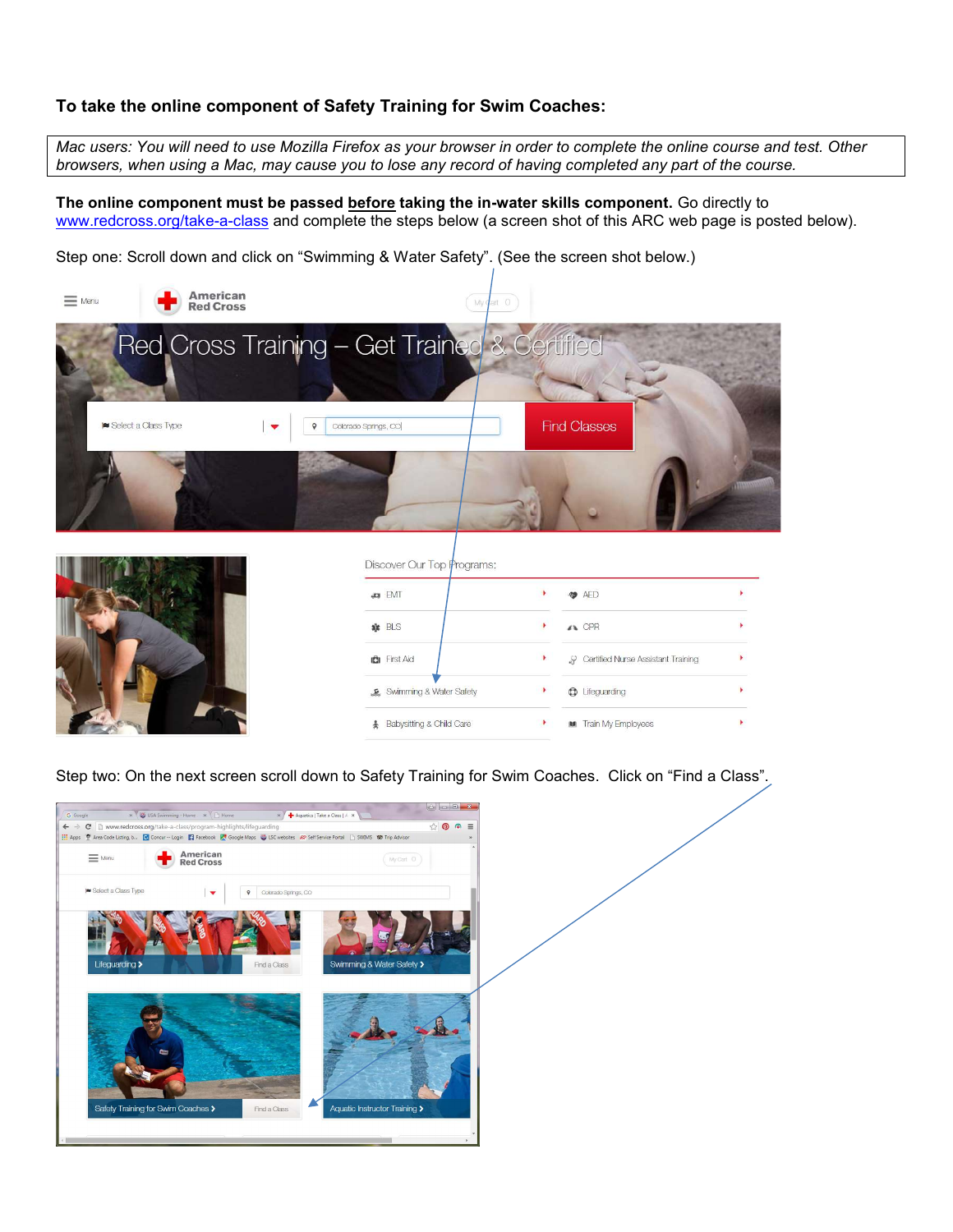**To take the online component of Safety Training for Swim Coaches:**

*Mac users: You will need to use Mozilla Firefox as your browser in order to complete the online course and test. Other browsers, when using a Mac, may cause you to lose any record of having completed any part of the course.*

**The online component must be passed <u>before</u> taking the in-water skills component.** Go directly to www.redcross.org/take-a-class and complete the steps below (a screen shot of this ARC web page is posted below).

Step one: Scroll down and click on "Swimming & Water Safety". (See the screen shot below.)

Step two: On the next screen scroll down to Safety Training for Swim Coaches. Click on "Find a Class".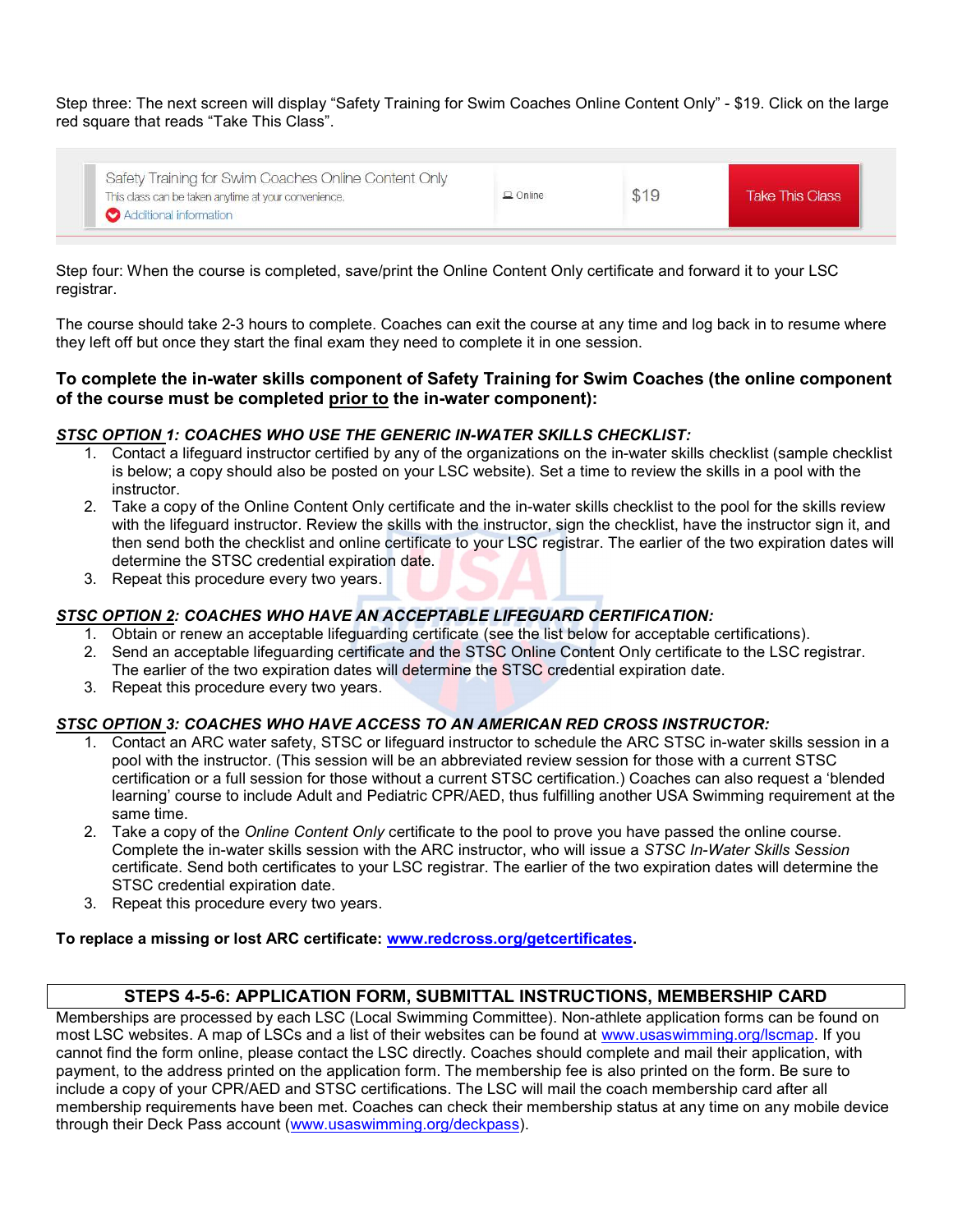Step three: The next screen will display "Safety Training for Swim Coaches Online Content Only" - $19. Click on the large red square that reads "Take This Class".

| Safety Training for Swim Coaches Online Content Only<br>This class can be taken anytime at your convenience.<br>Additional information | Online | $19 | Take This Class |
|---|---|---|---|

Step four: When the course is completed, save/print the Online Content Only certificate and forward it to your LSC registrar.

The course should take 2-3 hours to complete. Coaches can exit the course at any time and log back in to resume where they left off but once they start the final exam they need to complete it in one session.

**To complete the in-water skills component of Safety Training for Swim Coaches (the online component of the course must be completed <u>prior to</u> the in-water component):**

***<u>STSC OPTION</u> 1: COACHES WHO USE THE GENERIC IN-WATER SKILLS CHECKLIST:***

1. Contact a lifeguard instructor certified by any of the organizations on the in-water skills checklist (sample checklist is below; a copy should also be posted on your LSC website). Set a time to review the skills in a pool with the instructor.
2. Take a copy of the Online Content Only certificate and the in-water skills checklist to the pool for the skills review with the lifeguard instructor. Review the skills with the instructor, sign the checklist, have the instructor sign it, and then send both the checklist and online certificate to your LSC registrar. The earlier of the two expiration dates will determine the STSC credential expiration date.
3. Repeat this procedure every two years.

***<u>STSC OPTION 2</u>: COACHES WHO HAVE AN ACCEPTABLE LIFEGUARD CERTIFICATION:***

1. Obtain or renew an acceptable lifeguarding certificate (see the list below for acceptable certifications).
2. Send an acceptable lifeguarding certificate and the STSC Online Content Only certificate to the LSC registrar. The earlier of the two expiration dates will determine the STSC credential expiration date.
3. Repeat this procedure every two years.

***<u>STSC OPTION</u> 3: COACHES WHO HAVE ACCESS TO AN AMERICAN RED CROSS INSTRUCTOR:***

1. Contact an ARC water safety, STSC or lifeguard instructor to schedule the ARC STSC in-water skills session in a pool with the instructor. (This session will be an abbreviated review session for those with a current STSC certification or a full session for those without a current STSC certification.) Coaches can also request a 'blended learning' course to include Adult and Pediatric CPR/AED, thus fulfilling another USA Swimming requirement at the same time.
2. Take a copy of the *Online Content Only* certificate to the pool to prove you have passed the online course. Complete the in-water skills session with the ARC instructor, who will issue a *STSC In-Water Skills Session* certificate. Send both certificates to your LSC registrar. The earlier of the two expiration dates will determine the STSC credential expiration date.
3. Repeat this procedure every two years.

**To replace a missing or lost ARC certificate: [www.redcross.org/getcertificates](www.redcross.org/getcertificates).**

## STEPS 4-5-6: APPLICATION FORM, SUBMITTAL INSTRUCTIONS, MEMBERSHIP CARD

Memberships are processed by each LSC (Local Swimming Committee). Non-athlete application forms can be found on most LSC websites. A map of LSCs and a list of their websites can be found at [www.usaswimming.org/lscmap](www.usaswimming.org/lscmap). If you cannot find the form online, please contact the LSC directly. Coaches should complete and mail their application, with payment, to the address printed on the application form. The membership fee is also printed on the form. Be sure to include a copy of your CPR/AED and STSC certifications. The LSC will mail the coach membership card after all membership requirements have been met. Coaches can check their membership status at any time on any mobile device through their Deck Pass account ([www.usaswimming.org/deckpass](www.usaswimming.org/deckpass)).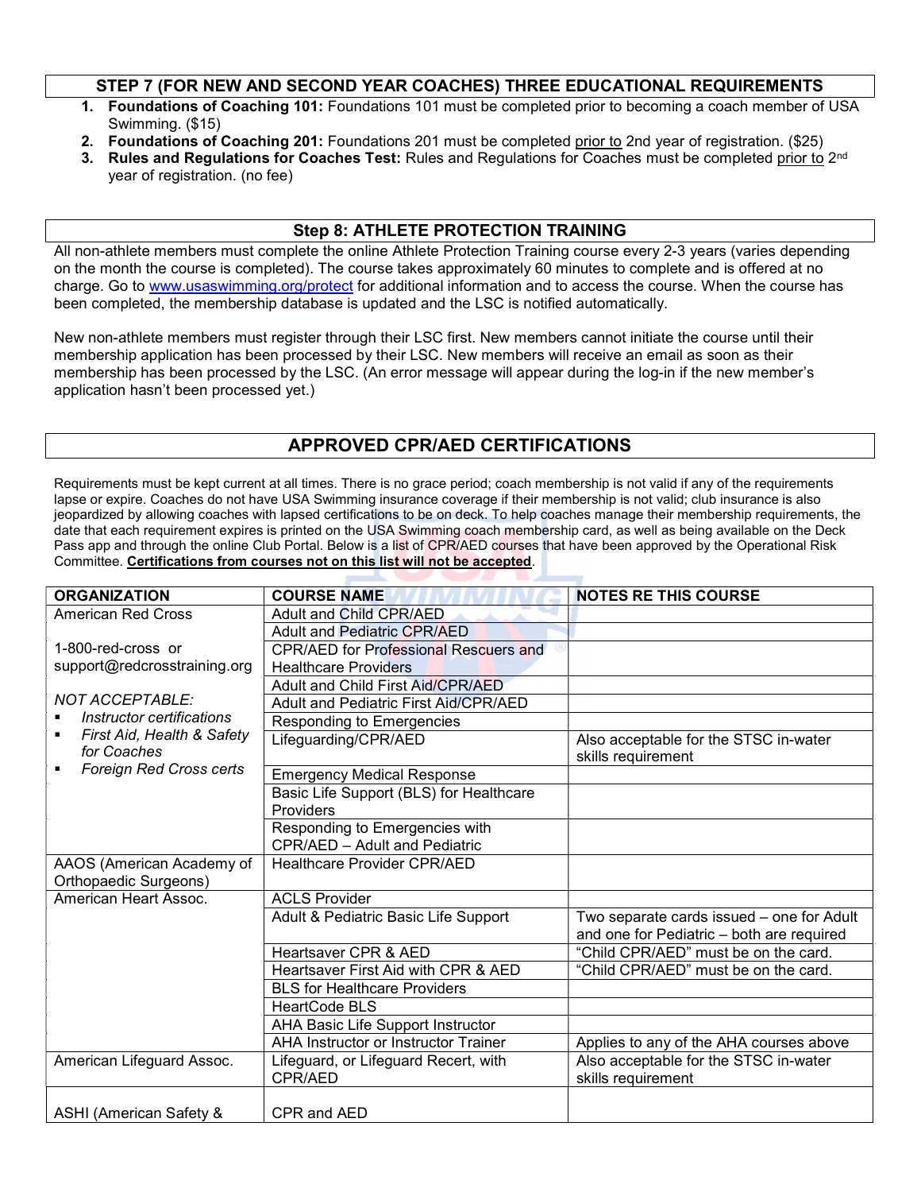## STEP 7 (FOR NEW AND SECOND YEAR COACHES) THREE EDUCATIONAL REQUIREMENTS

1. **Foundations of Coaching 101:** Foundations 101 must be completed prior to becoming a coach member of USA Swimming. ($15)
2. **Foundations of Coaching 201:** Foundations 201 must be completed prior to 2nd year of registration. ($25)
3. **Rules and Regulations for Coaches Test:** Rules and Regulations for Coaches must be completed prior to 2nd year of registration. (no fee)

## Step 8: ATHLETE PROTECTION TRAINING

All non-athlete members must complete the online Athlete Protection Training course every 2-3 years (varies depending on the month the course is completed). The course takes approximately 60 minutes to complete and is offered at no charge. Go to www.usaswimming.org/protect for additional information and to access the course. When the course has been completed, the membership database is updated and the LSC is notified automatically.

New non-athlete members must register through their LSC first. New members cannot initiate the course until their membership application has been processed by their LSC. New members will receive an email as soon as their membership has been processed by the LSC. (An error message will appear during the log-in if the new member's application hasn't been processed yet.)

## APPROVED CPR/AED CERTIFICATIONS

Requirements must be kept current at all times. There is no grace period; coach membership is not valid if any of the requirements lapse or expire. Coaches do not have USA Swimming insurance coverage if their membership is not valid; club insurance is also jeopardized by allowing coaches with lapsed certifications to be on deck. To help coaches manage their membership requirements, the date that each requirement expires is printed on the USA Swimming coach membership card, as well as being available on the Deck Pass app and through the online Club Portal. Below is a list of CPR/AED courses that have been approved by the Operational Risk Committee. **Certifications from courses not on this list will not be accepted**.

| ORGANIZATION | COURSE NAME | NOTES RE THIS COURSE |
|---|---|---|
| American Red Cross<br><br>1-800-red-cross or support@redcrosstraining.org<br><br>*NOT ACCEPTABLE:*<br>▪ *Instructor certifications*<br>▪ *First Aid, Health & Safety for Coaches*<br>▪ *Foreign Red Cross certs* | Adult and Child CPR/AED | |
| | Adult and Pediatric CPR/AED | |
| | CPR/AED for Professional Rescuers and Healthcare Providers | |
| | Adult and Child First Aid/CPR/AED | |
| | Adult and Pediatric First Aid/CPR/AED | |
| | Responding to Emergencies | |
| | Lifeguarding/CPR/AED | Also acceptable for the STSC in-water skills requirement |
| | Emergency Medical Response | |
| | Basic Life Support (BLS) for Healthcare Providers | |
| | Responding to Emergencies with CPR/AED – Adult and Pediatric | |
| AAOS (American Academy of Orthopaedic Surgeons) | Healthcare Provider CPR/AED | |
| American Heart Assoc. | ACLS Provider | |
| | Adult & Pediatric Basic Life Support | Two separate cards issued – one for Adult and one for Pediatric – both are required |
| | Heartsaver CPR & AED | "Child CPR/AED" must be on the card. |
| | Heartsaver First Aid with CPR & AED | "Child CPR/AED" must be on the card. |
| | BLS for Healthcare Providers | |
| | HeartCode BLS | |
| | AHA Basic Life Support Instructor | |
| | AHA Instructor or Instructor Trainer | Applies to any of the AHA courses above |
| American Lifeguard Assoc. | Lifeguard, or Lifeguard Recert, with CPR/AED | Also acceptable for the STSC in-water skills requirement |
| ASHI (American Safety & | CPR and AED | |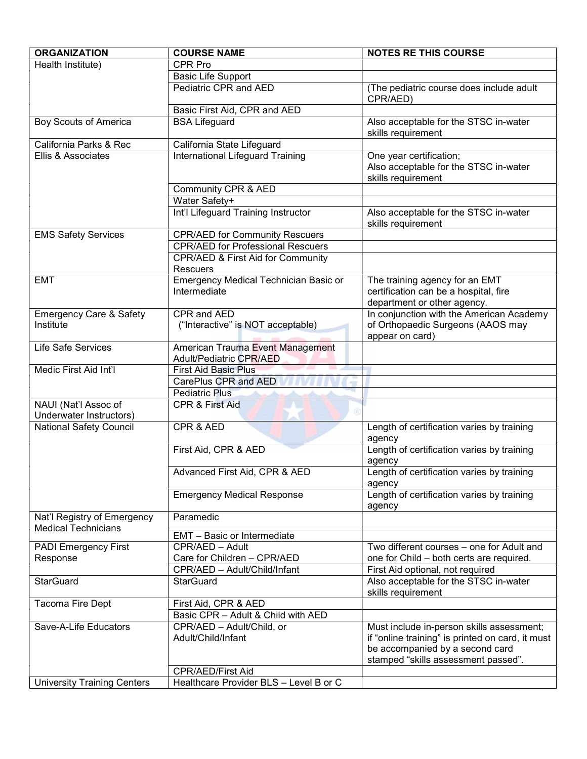| ORGANIZATION | COURSE NAME | NOTES RE THIS COURSE |
| --- | --- | --- |
| Health Institute) | CPR Pro | |
| | Basic Life Support | |
| | Pediatric CPR and AED | (The pediatric course does include adult CPR/AED) |
| | Basic First Aid, CPR and AED | |
| Boy Scouts of America | BSA Lifeguard | Also acceptable for the STSC in-water skills requirement |
| California Parks & Rec | California State Lifeguard | |
| Ellis & Associates | International Lifeguard Training | One year certification;<br>Also acceptable for the STSC in-water skills requirement |
| | Community CPR & AED | |
| | Water Safety+ | |
| | Int'l Lifeguard Training Instructor | Also acceptable for the STSC in-water skills requirement |
| EMS Safety Services | CPR/AED for Community Rescuers | |
| | CPR/AED for Professional Rescuers | |
| | CPR/AED & First Aid for Community Rescuers | |
| EMT | Emergency Medical Technician Basic or Intermediate | The training agency for an EMT certification can be a hospital, fire department or other agency. |
| Emergency Care & Safety Institute | CPR and AED<br>("Interactive" is NOT acceptable) | In conjunction with the American Academy of Orthopaedic Surgeons (AAOS may appear on card) |
| Life Safe Services | American Trauma Event Management Adult/Pediatric CPR/AED | |
| Medic First Aid Int'l | First Aid Basic Plus | |
| | CarePlus CPR and AED | |
| | Pediatric Plus | |
| NAUI (Nat'l Assoc of Underwater Instructors) | CPR & First Aid | |
| National Safety Council | CPR & AED | Length of certification varies by training agency |
| | First Aid, CPR & AED | Length of certification varies by training agency |
| | Advanced First Aid, CPR & AED | Length of certification varies by training agency |
| | Emergency Medical Response | Length of certification varies by training agency |
| Nat'l Registry of Emergency Medical Technicians | Paramedic | |
| | EMT – Basic or Intermediate | |
| PADI Emergency First Response | CPR/AED – Adult<br>Care for Children – CPR/AED | Two different courses – one for Adult and one for Child – both certs are required. |
| | CPR/AED – Adult/Child/Infant | First Aid optional, not required |
| StarGuard | StarGuard | Also acceptable for the STSC in-water skills requirement |
| Tacoma Fire Dept | First Aid, CPR & AED | |
| | Basic CPR – Adult & Child with AED | |
| Save-A-Life Educators | CPR/AED – Adult/Child, or Adult/Child/Infant | Must include in-person skills assessment; if "online training" is printed on card, it must be accompanied by a second card stamped "skills assessment passed". |
| | CPR/AED/First Aid | |
| University Training Centers | Healthcare Provider BLS – Level B or C | |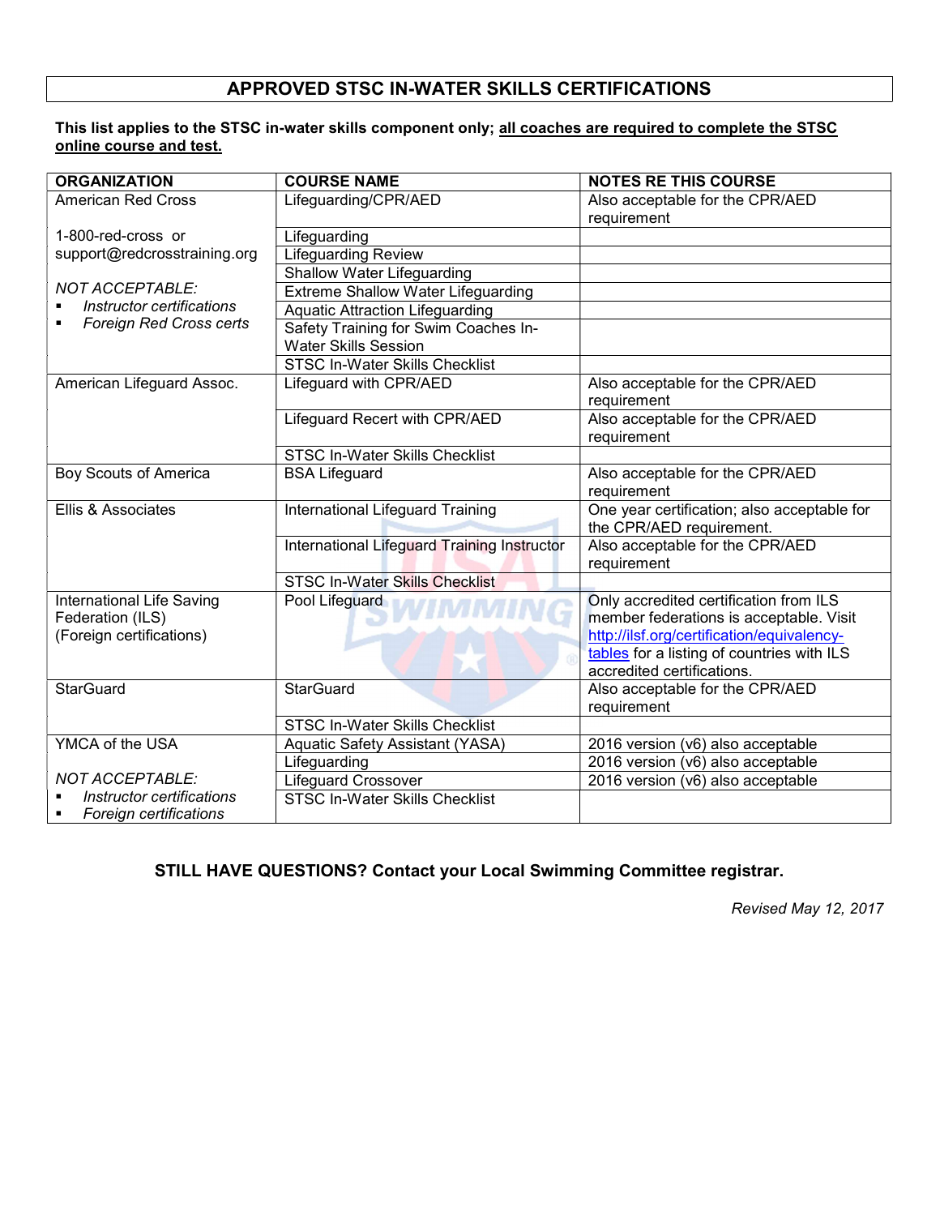# APPROVED STSC IN-WATER SKILLS CERTIFICATIONS

**This list applies to the STSC in-water skills component only; all coaches are required to complete the STSC online course and test.**

| ORGANIZATION | COURSE NAME | NOTES RE THIS COURSE |
|---|---|---|
| American Red Cross | Lifeguarding/CPR/AED | Also acceptable for the CPR/AED requirement |
| 1-800-red-cross or support@redcrosstraining.org | Lifeguarding | |
| | Lifeguarding Review | |
| | Shallow Water Lifeguarding | |
| *NOT ACCEPTABLE:* | Extreme Shallow Water Lifeguarding | |
| ▪ *Instructor certifications* | Aquatic Attraction Lifeguarding | |
| ▪ *Foreign Red Cross certs* | Safety Training for Swim Coaches In-Water Skills Session | |
| | STSC In-Water Skills Checklist | |
| American Lifeguard Assoc. | Lifeguard with CPR/AED | Also acceptable for the CPR/AED requirement |
| | Lifeguard Recert with CPR/AED | Also acceptable for the CPR/AED requirement |
| | STSC In-Water Skills Checklist | |
| Boy Scouts of America | BSA Lifeguard | Also acceptable for the CPR/AED requirement |
| Ellis & Associates | International Lifeguard Training | One year certification; also acceptable for the CPR/AED requirement. |
| | International Lifeguard Training Instructor | Also acceptable for the CPR/AED requirement |
| | STSC In-Water Skills Checklist | |
| International Life Saving Federation (ILS) (Foreign certifications) | Pool Lifeguard | Only accredited certification from ILS member federations is acceptable. Visit http://ilsf.org/certification/equivalency-tables for a listing of countries with ILS accredited certifications. |
| StarGuard | StarGuard | Also acceptable for the CPR/AED requirement |
| | STSC In-Water Skills Checklist | |
| YMCA of the USA | Aquatic Safety Assistant (YASA) | 2016 version (v6) also acceptable |
| | Lifeguarding | 2016 version (v6) also acceptable |
| *NOT ACCEPTABLE:* | Lifeguard Crossover | 2016 version (v6) also acceptable |
| ▪ *Instructor certifications* ▪ *Foreign certifications* | STSC In-Water Skills Checklist | |

**STILL HAVE QUESTIONS? Contact your Local Swimming Committee registrar.**

*Revised May 12, 2017*